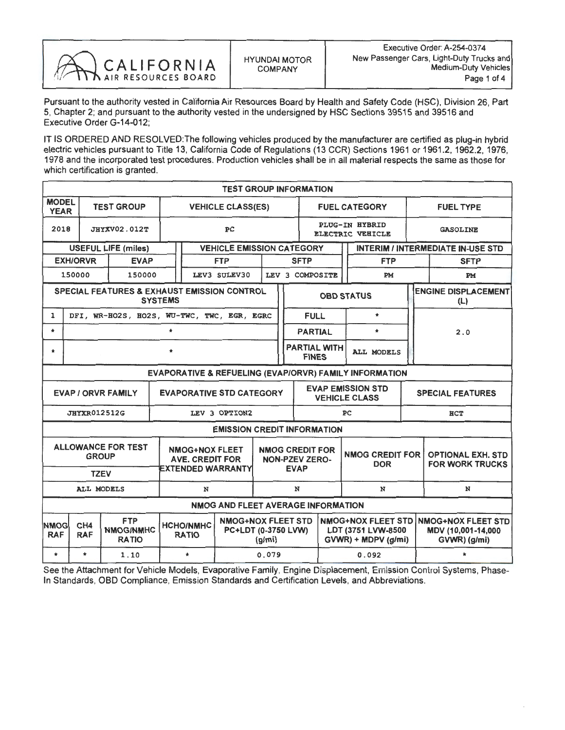| CALIFORNIA AIR RESOURCES BOARD | HYUNDAI MOTOR COMPANY | Executive Order: A-254-0374<br>New Passenger Cars, Light-Duty Trucks and Medium-Duty Vehicles |
|---|---|---|

Pursuant to the authority vested in California Air Resources Board by Health and Safety Code (HSC), Division 26, Part 5, Chapter 2; and pursuant to the authority vested in the undersigned by HSC Sections 39515 and 39516 and Executive Order G-14-012;

IT IS ORDERED AND RESOLVED:The following vehicles produced by the manufacturer are certified as plug-in hybrid electric vehicles pursuant to Title 13, California Code of Regulations (13 CCR) Sections 1961 or 1961.2, 1962.2, 1976, 1978 and the incorporated test procedures. Production vehicles shall be in all material respects the same as those for which certification is granted.

**TEST GROUP INFORMATION**

| MODEL YEAR | TEST GROUP | VEHICLE CLASS(ES) | FUEL CATEGORY | FUEL TYPE |
|---|---|---|---|---|
| 2018 | JHYXV02.012T | PC | PLUG-IN HYBRID ELECTRIC VEHICLE | GASOLINE |

| USEFUL LIFE (miles) | | VEHICLE EMISSION CATEGORY | | INTERIM / INTERMEDIATE IN-USE STD | |
|---|---|---|---|---|---|
| EXH/ORVR | EVAP | FTP | SFTP | FTP | SFTP |
| 150000 | 150000 | LEV3 SULEV30 | LEV 3 COMPOSITE | PM | PM |

| SPECIAL FEATURES & EXHAUST EMISSION CONTROL SYSTEMS | | OBD STATUS | | ENGINE DISPLACEMENT (L) |
|---|---|---|---|---|
| 1 | DFI, WR-HO2S, HO2S, WU-TWC, TWC, EGR, EGRC | FULL | * | 2.0 |
| * | * | PARTIAL | * | |
| * | * | PARTIAL WITH FINES | ALL MODELS | |

**EVAPORATIVE & REFUELING (EVAP/ORVR) FAMILY INFORMATION**

| EVAP / ORVR FAMILY | EVAPORATIVE STD CATEGORY | EVAP EMISSION STD VEHICLE CLASS | SPECIAL FEATURES |
|---|---|---|---|
| JHYXR012512G | LEV 3 OPTION2 | PC | HCT |

**EMISSION CREDIT INFORMATION**

| ALLOWANCE FOR TEST GROUP<br>TZEV | NMOG+NOX FLEET AVE. CREDIT FOR EXTENDED WARRANTY | NMOG CREDIT FOR NON-PZEV ZERO-EVAP | NMOG CREDIT FOR DOR | OPTIONAL EXH. STD FOR WORK TRUCKS |
|---|---|---|---|---|
| ALL MODELS | N | N | N | N |

**NMOG AND FLEET AVERAGE INFORMATION**

| NMOG RAF | CH4 RAF | FTP NMOG/NMHC RATIO | HCHO/NMHC RATIO | NMOG+NOX FLEET STD PC+LDT (0-3750 LVW) (g/mi) | NMOG+NOX FLEET STD LDT (3751 LVW-8500 GVWR) + MDPV (g/mi) | NMOG+NOX FLEET STD MDV (10,001-14,000 GVWR) (g/mi) |
|---|---|---|---|---|---|---|
| * | * | 1.10 | * | 0.079 | 0.092 | * |

See the Attachment for Vehicle Models, Evaporative Family, Engine Displacement, Emission Control Systems, Phase-In Standards, OBD Compliance, Emission Standards and Certification Levels, and Abbreviations.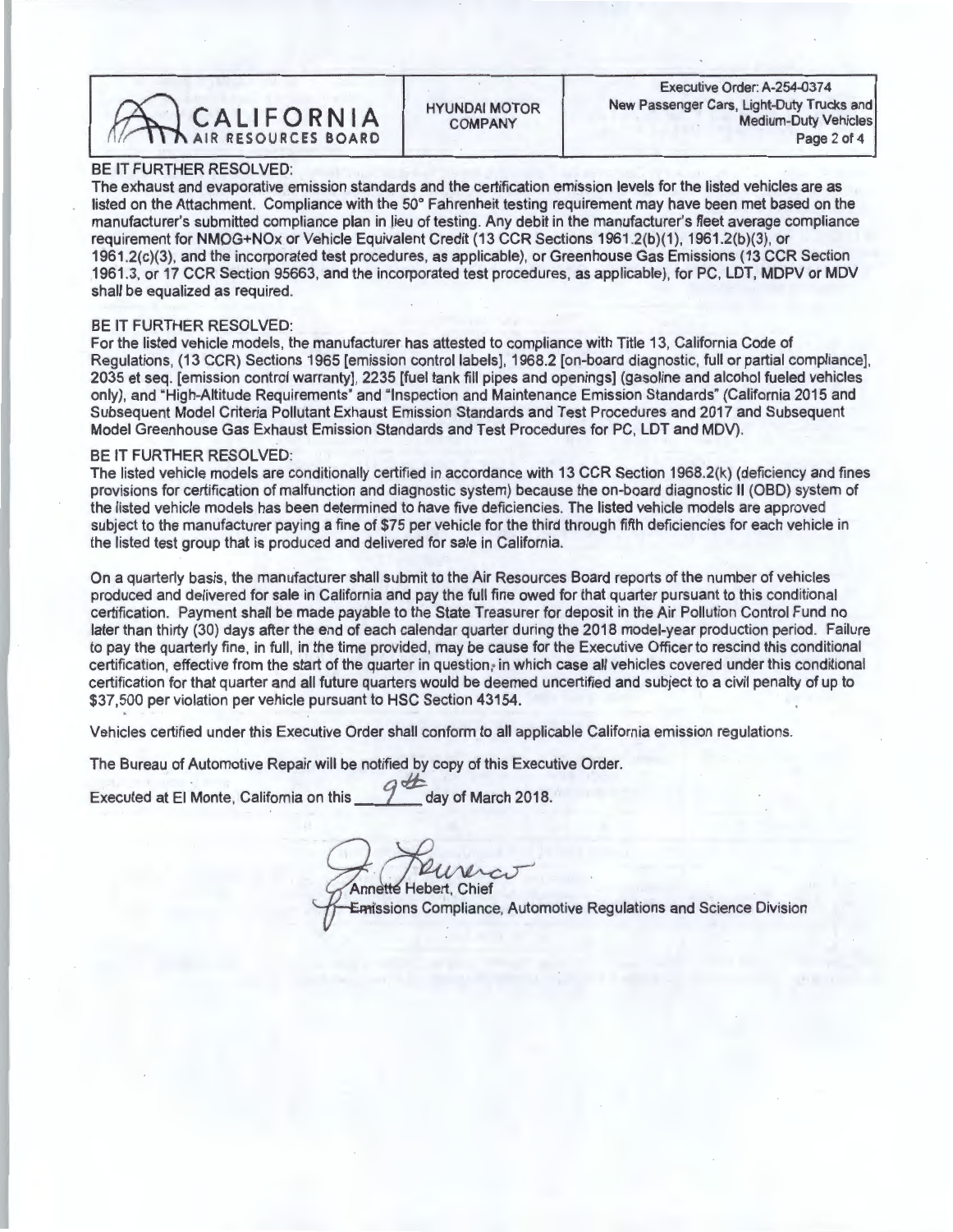BE IT FURTHER RESOLVED:
The exhaust and evaporative emission standards and the certification emission levels for the listed vehicles are as listed on the Attachment. Compliance with the 50° Fahrenheit testing requirement may have been met based on the manufacturer's submitted compliance plan in lieu of testing. Any debit in the manufacturer's fleet average compliance requirement for NMOG+NOx or Vehicle Equivalent Credit (13 CCR Sections 1961.2(b)(1), 1961.2(b)(3), or 1961.2(c)(3), and the incorporated test procedures, as applicable), or Greenhouse Gas Emissions (13 CCR Section 1961.3, or 17 CCR Section 95663, and the incorporated test procedures, as applicable), for PC, LDT, MDPV or MDV shall be equalized as required.

BE IT FURTHER RESOLVED:
For the listed vehicle models, the manufacturer has attested to compliance with Title 13, California Code of Regulations, (13 CCR) Sections 1965 [emission control labels], 1968.2 [on-board diagnostic, full or partial compliance], 2035 et seq. [emission control warranty], 2235 [fuel tank fill pipes and openings] (gasoline and alcohol fueled vehicles only), and "High-Altitude Requirements" and "Inspection and Maintenance Emission Standards" (California 2015 and Subsequent Model Criteria Pollutant Exhaust Emission Standards and Test Procedures and 2017 and Subsequent Model Greenhouse Gas Exhaust Emission Standards and Test Procedures for PC, LDT and MDV).

BE IT FURTHER RESOLVED:
The listed vehicle models are conditionally certified in accordance with 13 CCR Section 1968.2(k) (deficiency and fines provisions for certification of malfunction and diagnostic system) because the on-board diagnostic II (OBD) system of the listed vehicle models has been determined to have five deficiencies. The listed vehicle models are approved subject to the manufacturer paying a fine of $75 per vehicle for the third through fifth deficiencies for each vehicle in the listed test group that is produced and delivered for sale in California.

On a quarterly basis, the manufacturer shall submit to the Air Resources Board reports of the number of vehicles produced and delivered for sale in California and pay the full fine owed for that quarter pursuant to this conditional certification. Payment shall be made payable to the State Treasurer for deposit in the Air Pollution Control Fund no later than thirty (30) days after the end of each calendar quarter during the 2018 model-year production period. Failure to pay the quarterly fine, in full, in the time provided, may be cause for the Executive Officer to rescind this conditional certification, effective from the start of the quarter in question, in which case all vehicles covered under this conditional certification for that quarter and all future quarters would be deemed uncertified and subject to a civil penalty of up to $37,500 per violation per vehicle pursuant to HSC Section 43154.

Vehicles certified under this Executive Order shall conform to all applicable California emission regulations.

The Bureau of Automotive Repair will be notified by copy of this Executive Order.

Executed at El Monte, California on this 9th day of March 2018.

Annette Hebert, Chief
Emissions Compliance, Automotive Regulations and Science Division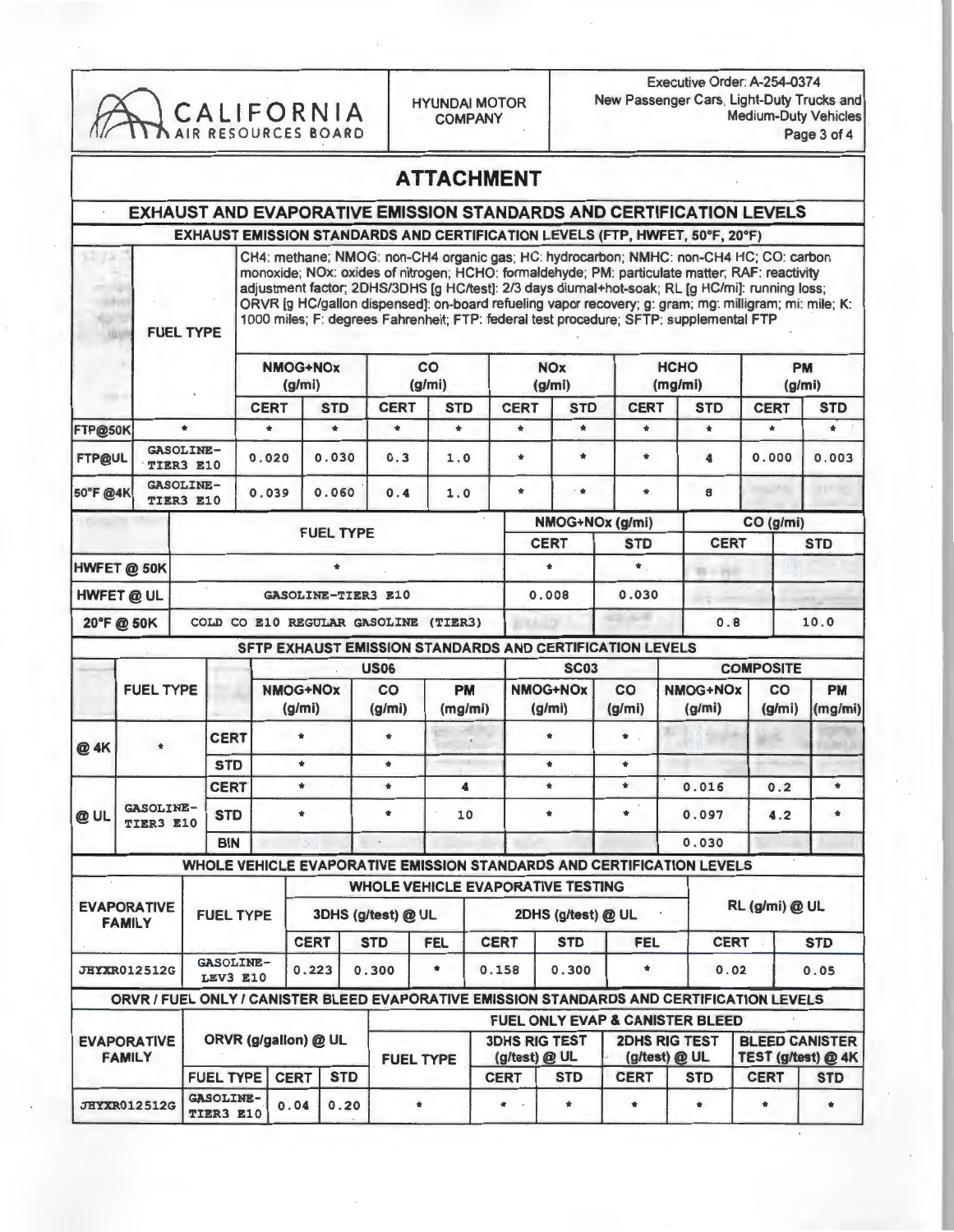CALIFORNIA AIR RESOURCES BOARD | HYUNDAI MOTOR COMPANY | Executive Order: A-254-0374 New Passenger Cars, Light-Duty Trucks and Medium-Duty Vehicles

# ATTACHMENT

## EXHAUST AND EVAPORATIVE EMISSION STANDARDS AND CERTIFICATION LEVELS

### EXHAUST EMISSION STANDARDS AND CERTIFICATION LEVELS (FTP, HWFET, 50°F, 20°F)

CH4: methane; NMOG: non-CH4 organic gas; HC: hydrocarbon; NMHC: non-CH4 HC; CO: carbon monoxide; NOx: oxides of nitrogen; HCHO: formaldehyde; PM: particulate matter; RAF: reactivity adjustment factor; 2DHS/3DHS [g HC/test]: 2/3 days diurnal+hot-soak; RL [g HC/mi]: running loss; ORVR [g HC/gallon dispensed]: on-board refueling vapor recovery; g: gram; mg: milligram; mi: mile; K: 1000 miles; F: degrees Fahrenheit; FTP: federal test procedure; SFTP: supplemental FTP

| | FUEL TYPE | NMOG+NOx (g/mi) | | CO (g/mi) | | NOx (g/mi) | | HCHO (mg/mi) | | PM (g/mi) | |
|---|---|---|---|---|---|---|---|---|---|---|---|
| | | CERT | STD | CERT | STD | CERT | STD | CERT | STD | CERT | STD |
| FTP@50K | * | * | * | * | * | * | * | * | * | * | * |
| FTP@UL | GASOLINE-TIER3 E10 | 0.020 | 0.030 | 0.3 | 1.0 | * | * | * | 4 | 0.000 | 0.003 |
| 50°F @4K | GASOLINE-TIER3 E10 | 0.039 | 0.060 | 0.4 | 1.0 | * | * | * | 8 | | |

| | FUEL TYPE | NMOG+NOx (g/mi) | | CO (g/mi) | |
|---|---|---|---|---|---|
| | | CERT | STD | CERT | STD |
| HWFET @ 50K | * | * | * | | |
| HWFET @ UL | GASOLINE-TIER3 E10 | 0.008 | 0.030 | | |
| 20°F @ 50K | COLD CO E10 REGULAR GASOLINE (TIER3) | | | 0.8 | 10.0 |

### SFTP EXHAUST EMISSION STANDARDS AND CERTIFICATION LEVELS

| | FUEL TYPE | | US06 | | | SC03 | | COMPOSITE | | |
|---|---|---|---|---|---|---|---|---|---|---|
| | | | NMOG+NOx (g/mi) | CO (g/mi) | PM (mg/mi) | NMOG+NOx (g/mi) | CO (g/mi) | NMOG+NOx (g/mi) | CO (g/mi) | PM (mg/mi) |
| @ 4K | * | CERT | * | * | | * | * | | | |
| | | STD | * | * | | * | * | | | |
| @ UL | GASOLINE-TIER3 E10 | CERT | * | * | 4 | * | * | 0.016 | 0.2 | * |
| | | STD | * | * | 10 | * | * | 0.097 | 4.2 | * |
| | | BIN | | | | | | 0.030 | | |

### WHOLE VEHICLE EVAPORATIVE EMISSION STANDARDS AND CERTIFICATION LEVELS

| EVAPORATIVE FAMILY | FUEL TYPE | WHOLE VEHICLE EVAPORATIVE TESTING | | | | | | RL (g/mi) @ UL | |
|---|---|---|---|---|---|---|---|---|---|
| | | 3DHS (g/test) @ UL | | | 2DHS (g/test) @ UL | | | | |
| | | CERT | STD | FEL | CERT | STD | FEL | CERT | STD |
| JHYXR012512G | GASOLINE-LEV3 E10 | 0.223 | 0.300 | * | 0.158 | 0.300 | * | 0.02 | 0.05 |

### ORVR / FUEL ONLY / CANISTER BLEED EVAPORATIVE EMISSION STANDARDS AND CERTIFICATION LEVELS

| EVAPORATIVE FAMILY | ORVR (g/gallon) @ UL | | | FUEL ONLY EVAP & CANISTER BLEED | | | | | | |
|---|---|---|---|---|---|---|---|---|---|---|
| | | | | FUEL TYPE | 3DHS RIG TEST (g/test) @ UL | | 2DHS RIG TEST (g/test) @ UL | | BLEED CANISTER TEST (g/test) @ 4K | |
| | FUEL TYPE | CERT | STD | | CERT | STD | CERT | STD | CERT | STD |
| JHYXR012512G | GASOLINE-TIER3 E10 | 0.04 | 0.20 | * | * | * | * | * | * | * |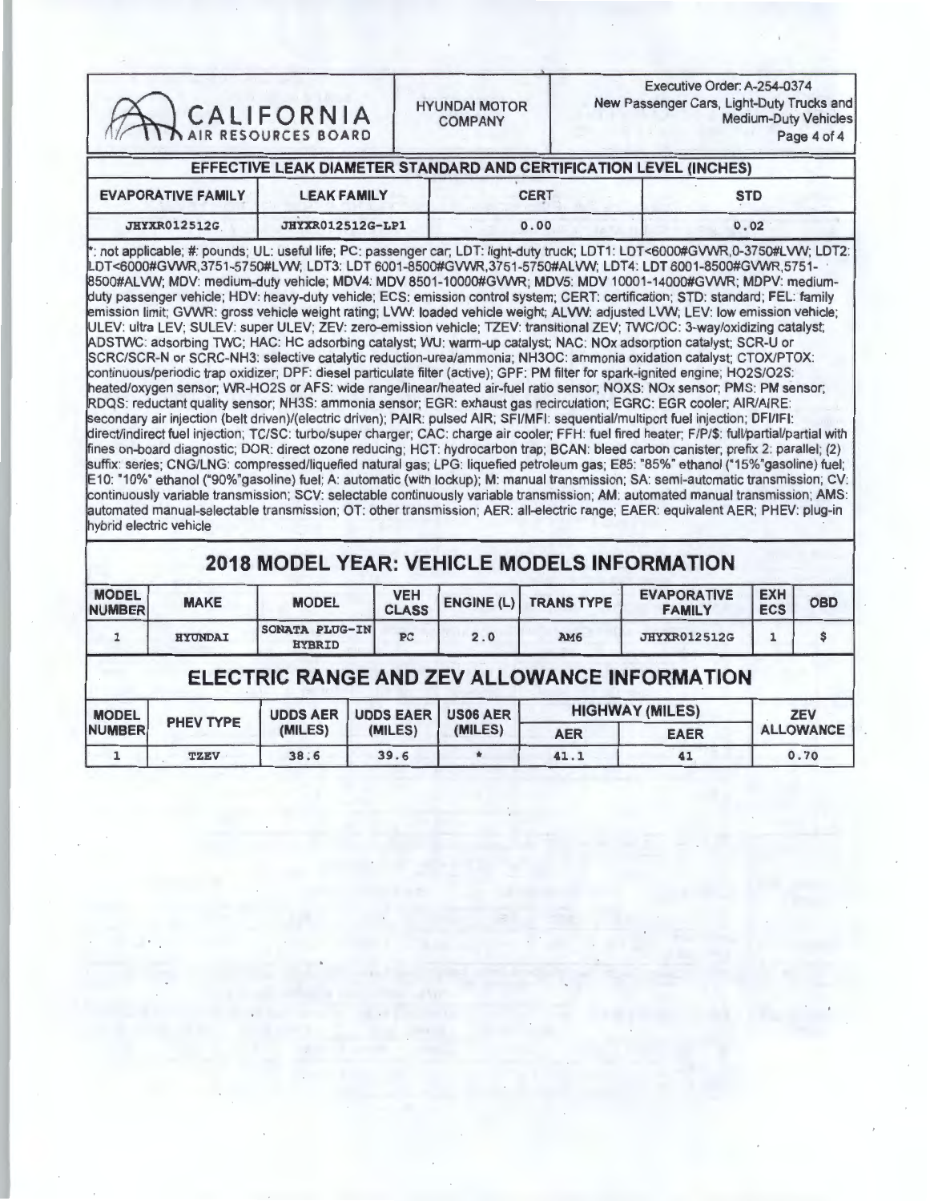| CALIFORNIA AIR RESOURCES BOARD | HYUNDAI MOTOR COMPANY | Executive Order: A-254-0374 New Passenger Cars, Light-Duty Trucks and Medium-Duty Vehicles |
|---|---|---|

## EFFECTIVE LEAK DIAMETER STANDARD AND CERTIFICATION LEVEL (INCHES)

| EVAPORATIVE FAMILY | LEAK FAMILY | CERT | STD |
|---|---|---|---|
| JHYXR012512G | JHYXR012512G-LP1 | 0.00 | 0.02 |

*: not applicable; #: pounds; UL: useful life; PC: passenger car; LDT: light-duty truck; LDT1: LDT<6000#GVWR,0-3750#LVW; LDT2: LDT<6000#GVWR,3751-5750#LVW; LDT3: LDT 6001-8500#GVWR,3751-5750#ALVW; LDT4: LDT 6001-8500#GVWR,5751-8500#ALVW; MDV: medium-duty vehicle; MDV4: MDV 8501-10000#GVWR; MDV5: MDV 10001-14000#GVWR; MDPV: medium-duty passenger vehicle; HDV: heavy-duty vehicle; ECS: emission control system; CERT: certification; STD: standard; FEL: family emission limit; GVWR: gross vehicle weight rating; LVW: loaded vehicle weight; ALVW: adjusted LVW; LEV: low emission vehicle; ULEV: ultra LEV; SULEV: super ULEV; ZEV: zero-emission vehicle; TZEV: transitional ZEV; TWC/OC: 3-way/oxidizing catalyst; ADSTWC: adsorbing TWC; HAC: HC adsorbing catalyst; WU: warm-up catalyst; NAC: NOx adsorption catalyst; SCR-U or SCRC/SCR-N or SCRC-NH3: selective catalytic reduction-urea/ammonia; NH3OC: ammonia oxidation catalyst; CTOX/PTOX: continuous/periodic trap oxidizer; DPF: diesel particulate filter (active); GPF: PM filter for spark-ignited engine; HO2S/O2S: heated/oxygen sensor; WR-HO2S or AFS: wide range/linear/heated air-fuel ratio sensor; NOXS: NOx sensor; PMS: PM sensor; RDQS: reductant quality sensor; NH3S: ammonia sensor; EGR: exhaust gas recirculation; EGRC: EGR cooler; AIR/AIRE: secondary air injection (belt driven)/(electric driven); PAIR: pulsed AIR; SFI/MFI: sequential/multiport fuel injection; DFI/IFI: direct/indirect fuel injection; TC/SC: turbo/super charger; CAC: charge air cooler; FFH: fuel fired heater; F/P/$: full/partial/partial with fines on-board diagnostic; DOR: direct ozone reducing; HCT: hydrocarbon trap; BCAN: bleed carbon canister; prefix 2: parallel; (2) suffix: series; CNG/LNG: compressed/liquefied natural gas; LPG: liquefied petroleum gas; E85: "85%" ethanol ("15%"gasoline) fuel; E10: "10%" ethanol ("90%"gasoline) fuel; A: automatic (with lockup); M: manual transmission; SA: semi-automatic transmission; CV: continuously variable transmission; SCV: selectable continuously variable transmission; AM: automated manual transmission; AMS: automated manual-selectable transmission; OT: other transmission; AER: all-electric range; EAER: equivalent AER; PHEV: plug-in hybrid electric vehicle

## 2018 MODEL YEAR: VEHICLE MODELS INFORMATION

| MODEL NUMBER | MAKE | MODEL | VEH CLASS | ENGINE (L) | TRANS TYPE | EVAPORATIVE FAMILY | EXH ECS | OBD |
|---|---|---|---|---|---|---|---|---|
| 1 | HYUNDAI | SONATA PLUG-IN HYBRID | PC | 2.0 | AM6 | JHYXR012512G | 1 | $ |

## ELECTRIC RANGE AND ZEV ALLOWANCE INFORMATION

| MODEL NUMBER | PHEV TYPE | UDDS AER (MILES) | UDDS EAER (MILES) | US06 AER (MILES) | HIGHWAY (MILES) | | ZEV ALLOWANCE |
|---|---|---|---|---|---|---|---|
| | | | | | AER | EAER | |
| 1 | TZEV | 38.6 | 39.6 | * | 41.1 | 41 | 0.70 |